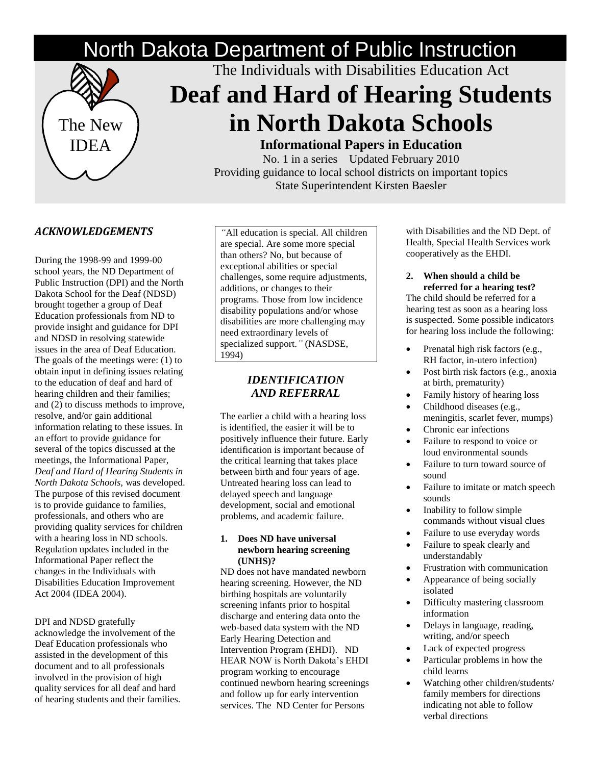# North Dakota Department of Public Instruction

The New IDEA

The Individuals with Disabilities Education Act

# Deaf and Hard of Hearing Students in North Dakota Schools

## Informational Papers in Education

No. 1 in a series Updated February 2010

Providing guidance to local school districts on important topics

State Superintendent Kirsten Baesler

### *ACKNOWLEDGEMENTS*

During the 1998-99 and 1999-00 school years, the ND Department of Public Instruction (DPI) and the North Dakota School for the Deaf (NDSD) brought together a group of Deaf Education professionals from ND to provide insight and guidance for DPI and NDSD in resolving statewide issues in the area of Deaf Education. The goals of the meetings were: (1) to obtain input in defining issues relating to the education of deaf and hard of hearing children and their families; and (2) to discuss methods to improve, resolve, and/or gain additional information relating to these issues. In an effort to provide guidance for several of the topics discussed at the meetings, the Informational Paper, *Deaf and Hard of Hearing Students in North Dakota Schools,* was developed. The purpose of this revised document is to provide guidance to families, professionals, and others who are providing quality services for children with a hearing loss in ND schools. Regulation updates included in the Informational Paper reflect the changes in the Individuals with Disabilities Education Improvement Act 2004 (IDEA 2004).

DPI and NDSD gratefully acknowledge the involvement of the Deaf Education professionals who assisted in the development of this document and to all professionals involved in the provision of high quality services for all deaf and hard of hearing students and their families.

*"*All education is special. All children are special. Are some more special than others? No, but because of exceptional abilities or special challenges, some require adjustments, additions, or changes to their programs. Those from low incidence disability populations and/or whose disabilities are more challenging may need extraordinary levels of specialized support.*"* (NASDSE, 1994)

### *IDENTIFICATION AND REFERRAL*

The earlier a child with a hearing loss is identified, the easier it will be to positively influence their future. Early identification is important because of the critical learning that takes place between birth and four years of age. Untreated hearing loss can lead to delayed speech and language development, social and emotional problems, and academic failure.

**1. Does ND have universal newborn hearing screening (UNHS)?**

ND does not have mandated newborn hearing screening. However, the ND birthing hospitals are voluntarily screening infants prior to hospital discharge and entering data onto the web-based data system with the ND Early Hearing Detection and Intervention Program (EHDI). ND HEAR NOW is North Dakota's EHDI program working to encourage continued newborn hearing screenings and follow up for early intervention services. The ND Center for Persons with Disabilities and the ND Dept. of Health, Special Health Services work cooperatively as the EHDI.

**2. When should a child be referred for a hearing test?**

The child should be referred for a hearing test as soon as a hearing loss is suspected. Some possible indicators for hearing loss include the following:

- Prenatal high risk factors (e.g., RH factor, in-utero infection)
- Post birth risk factors (e.g., anoxia at birth, prematurity)
- Family history of hearing loss
- Childhood diseases (e.g., meningitis, scarlet fever, mumps)
- Chronic ear infections
- Failure to respond to voice or loud environmental sounds
- Failure to turn toward source of sound
- Failure to imitate or match speech sounds
- Inability to follow simple commands without visual clues
- Failure to use everyday words
- Failure to speak clearly and understandably
- Frustration with communication
- Appearance of being socially isolated
- Difficulty mastering classroom information
- Delays in language, reading, writing, and/or speech
- Lack of expected progress
- Particular problems in how the child learns
- Watching other children/students/ family members for directions indicating not able to follow verbal directions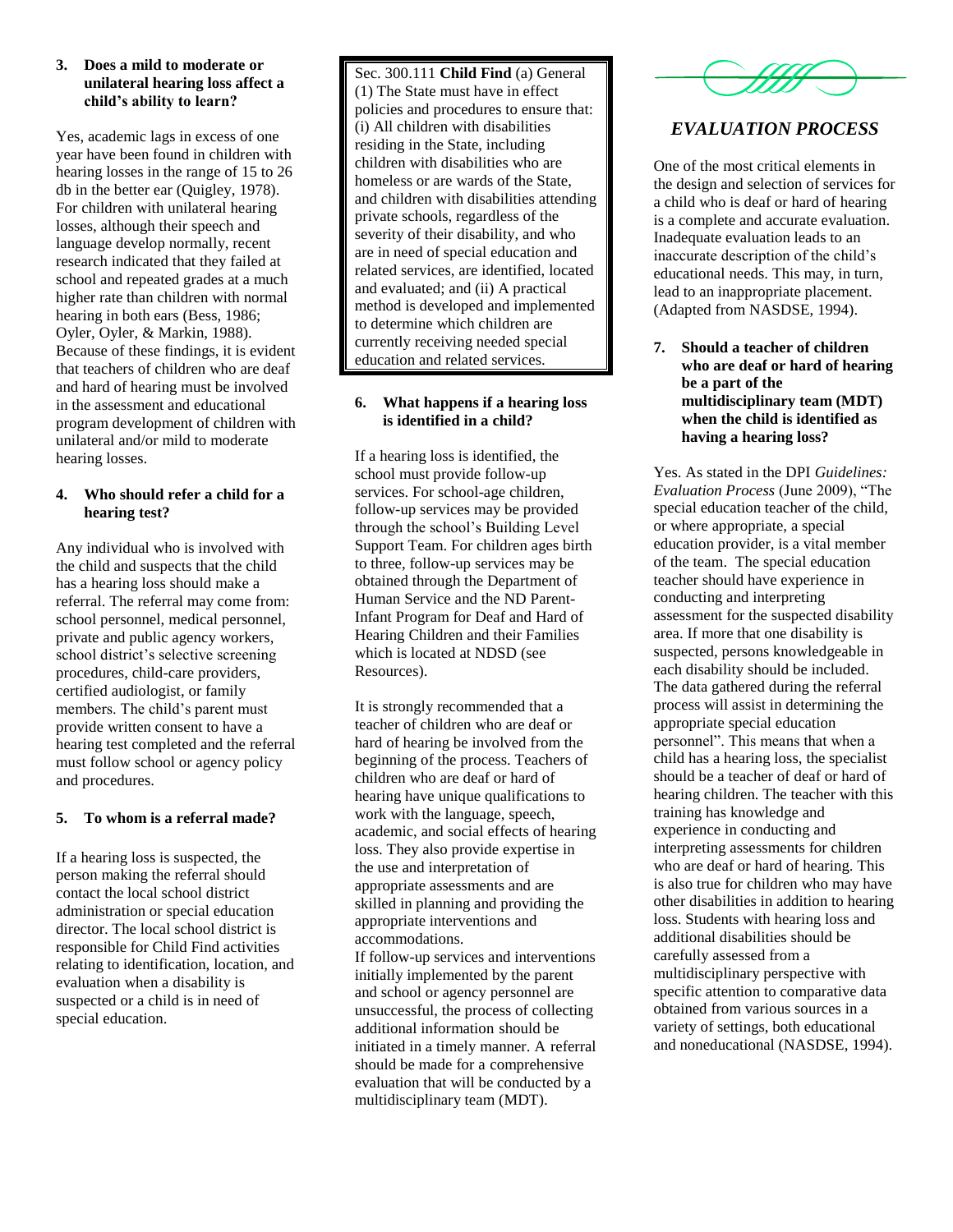### 3. Does a mild to moderate or unilateral hearing loss affect a child's ability to learn?

Yes, academic lags in excess of one year have been found in children with hearing losses in the range of 15 to 26 db in the better ear (Quigley, 1978). For children with unilateral hearing losses, although their speech and language develop normally, recent research indicated that they failed at school and repeated grades at a much higher rate than children with normal hearing in both ears (Bess, 1986; Oyler, Oyler, & Markin, 1988). Because of these findings, it is evident that teachers of children who are deaf and hard of hearing must be involved in the assessment and educational program development of children with unilateral and/or mild to moderate hearing losses.

### 4. Who should refer a child for a hearing test?

Any individual who is involved with the child and suspects that the child has a hearing loss should make a referral. The referral may come from: school personnel, medical personnel, private and public agency workers, school district's selective screening procedures, child-care providers, certified audiologist, or family members. The child's parent must provide written consent to have a hearing test completed and the referral must follow school or agency policy and procedures.

### 5. To whom is a referral made?

If a hearing loss is suspected, the person making the referral should contact the local school district administration or special education director. The local school district is responsible for Child Find activities relating to identification, location, and evaluation when a disability is suspected or a child is in need of special education.

> Sec. 300.111 **Child Find** (a) General (1) The State must have in effect policies and procedures to ensure that: (i) All children with disabilities residing in the State, including children with disabilities who are homeless or are wards of the State, and children with disabilities attending private schools, regardless of the severity of their disability, and who are in need of special education and related services, are identified, located and evaluated; and (ii) A practical method is developed and implemented to determine which children are currently receiving needed special education and related services.

### 6. What happens if a hearing loss is identified in a child?

If a hearing loss is identified, the school must provide follow-up services. For school-age children, follow-up services may be provided through the school's Building Level Support Team. For children ages birth to three, follow-up services may be obtained through the Department of Human Service and the ND Parent-Infant Program for Deaf and Hard of Hearing Children and their Families which is located at NDSD (see Resources).

It is strongly recommended that a teacher of children who are deaf or hard of hearing be involved from the beginning of the process. Teachers of children who are deaf or hard of hearing have unique qualifications to work with the language, speech, academic, and social effects of hearing loss. They also provide expertise in the use and interpretation of appropriate assessments and are skilled in planning and providing the appropriate interventions and accommodations.

If follow-up services and interventions initially implemented by the parent and school or agency personnel are unsuccessful, the process of collecting additional information should be initiated in a timely manner. A referral should be made for a comprehensive evaluation that will be conducted by a multidisciplinary team (MDT).

## *EVALUATION PROCESS*

One of the most critical elements in the design and selection of services for a child who is deaf or hard of hearing is a complete and accurate evaluation. Inadequate evaluation leads to an inaccurate description of the child's educational needs. This may, in turn, lead to an inappropriate placement. (Adapted from NASDSE, 1994).

### 7. Should a teacher of children who are deaf or hard of hearing be a part of the multidisciplinary team (MDT) when the child is identified as having a hearing loss?

Yes. As stated in the DPI *Guidelines: Evaluation Process* (June 2009), "The special education teacher of the child, or where appropriate, a special education provider, is a vital member of the team. The special education teacher should have experience in conducting and interpreting assessment for the suspected disability area. If more that one disability is suspected, persons knowledgeable in each disability should be included. The data gathered during the referral process will assist in determining the appropriate special education personnel". This means that when a child has a hearing loss, the specialist should be a teacher of deaf or hard of hearing children. The teacher with this training has knowledge and experience in conducting and interpreting assessments for children who are deaf or hard of hearing. This is also true for children who may have other disabilities in addition to hearing loss. Students with hearing loss and additional disabilities should be carefully assessed from a multidisciplinary perspective with specific attention to comparative data obtained from various sources in a variety of settings, both educational and noneducational (NASDSE, 1994).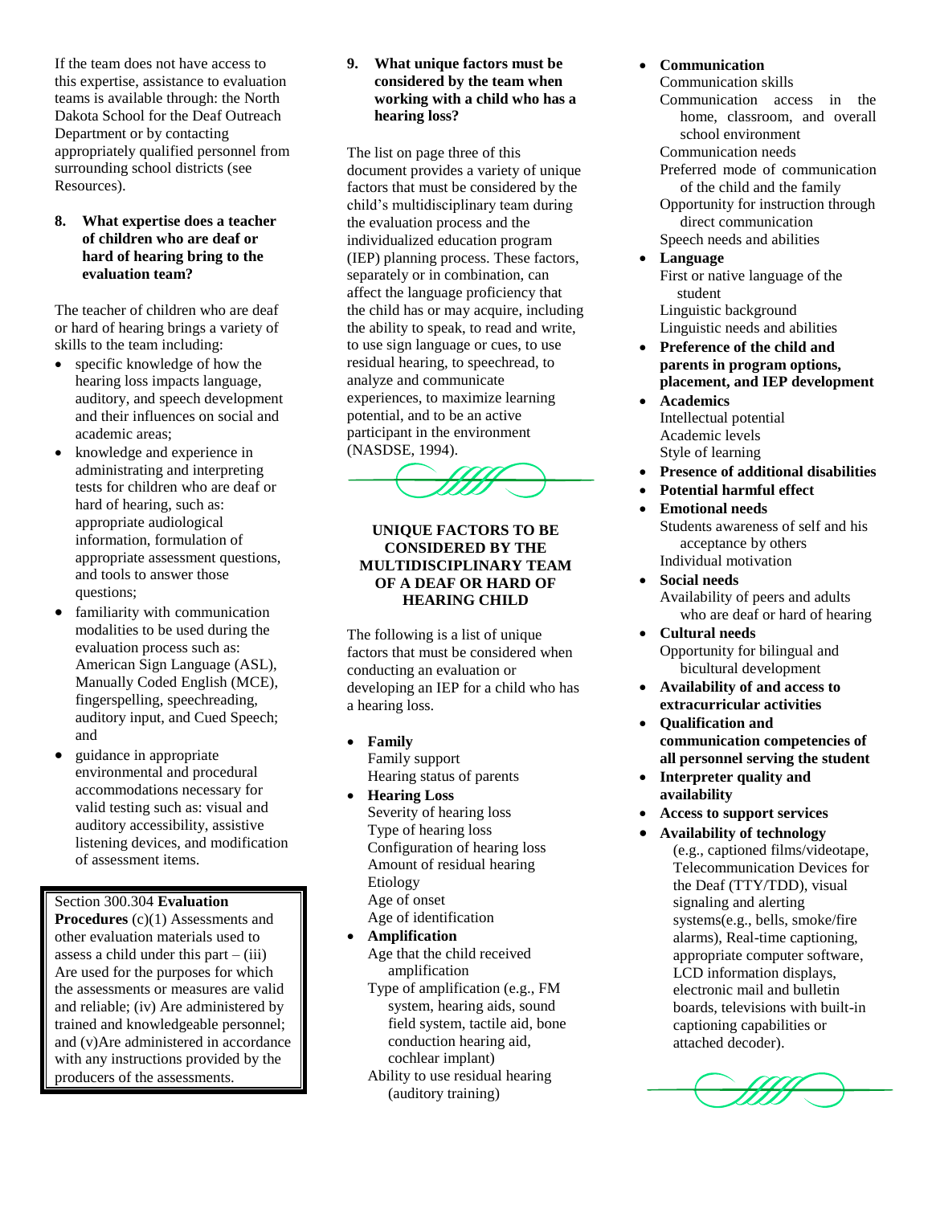If the team does not have access to this expertise, assistance to evaluation teams is available through: the North Dakota School for the Deaf Outreach Department or by contacting appropriately qualified personnel from surrounding school districts (see Resources).

**8. What expertise does a teacher of children who are deaf or hard of hearing bring to the evaluation team?**

The teacher of children who are deaf or hard of hearing brings a variety of skills to the team including:

- specific knowledge of how the hearing loss impacts language, auditory, and speech development and their influences on social and academic areas;
- knowledge and experience in administrating and interpreting tests for children who are deaf or hard of hearing, such as: appropriate audiological information, formulation of appropriate assessment questions, and tools to answer those questions;
- familiarity with communication modalities to be used during the evaluation process such as: American Sign Language (ASL), Manually Coded English (MCE), fingerspelling, speechreading, auditory input, and Cued Speech; and
- guidance in appropriate environmental and procedural accommodations necessary for valid testing such as: visual and auditory accessibility, assistive listening devices, and modification of assessment items.

> Section 300.304 **Evaluation Procedures** (c)(1) Assessments and other evaluation materials used to assess a child under this part – (iii) Are used for the purposes for which the assessments or measures are valid and reliable; (iv) Are administered by trained and knowledgeable personnel; and (v)Are administered in accordance with any instructions provided by the producers of the assessments.

**9. What unique factors must be considered by the team when working with a child who has a hearing loss?**

The list on page three of this document provides a variety of unique factors that must be considered by the child's multidisciplinary team during the evaluation process and the individualized education program (IEP) planning process. These factors, separately or in combination, can affect the language proficiency that the child has or may acquire, including the ability to speak, to read and write, to use sign language or cues, to use residual hearing, to speechread, to analyze and communicate experiences, to maximize learning potential, and to be an active participant in the environment (NASDSE, 1994).

## UNIQUE FACTORS TO BE CONSIDERED BY THE MULTIDISCIPLINARY TEAM OF A DEAF OR HARD OF HEARING CHILD

The following is a list of unique factors that must be considered when conducting an evaluation or developing an IEP for a child who has a hearing loss.

- **Family**
  Family support
  Hearing status of parents
- **Hearing Loss**
  Severity of hearing loss
  Type of hearing loss
  Configuration of hearing loss
  Amount of residual hearing
  Etiology
  Age of onset
  Age of identification
- **Amplification**
  Age that the child received amplification
  Type of amplification (e.g., FM system, hearing aids, sound field system, tactile aid, bone conduction hearing aid, cochlear implant)
  Ability to use residual hearing (auditory training)
- **Communication**
  Communication skills
  Communication access in the home, classroom, and overall school environment
  Communication needs
  Preferred mode of communication of the child and the family
  Opportunity for instruction through direct communication
  Speech needs and abilities
- **Language**
  First or native language of the student
  Linguistic background
  Linguistic needs and abilities
- **Preference of the child and parents in program options, placement, and IEP development**
- **Academics**
  Intellectual potential
  Academic levels
  Style of learning
- **Presence of additional disabilities**
- **Potential harmful effect**
- **Emotional needs**
  Students awareness of self and his acceptance by others
  Individual motivation
- **Social needs**
  Availability of peers and adults who are deaf or hard of hearing
- **Cultural needs**
  Opportunity for bilingual and bicultural development
- **Availability of and access to extracurricular activities**
- **Qualification and communication competencies of all personnel serving the student**
- **Interpreter quality and availability**
- **Access to support services**
- **Availability of technology**
  (e.g., captioned films/videotape, Telecommunication Devices for the Deaf (TTY/TDD), visual signaling and alerting systems(e.g., bells, smoke/fire alarms), Real-time captioning, appropriate computer software, LCD information displays, electronic mail and bulletin boards, televisions with built-in captioning capabilities or attached decoder).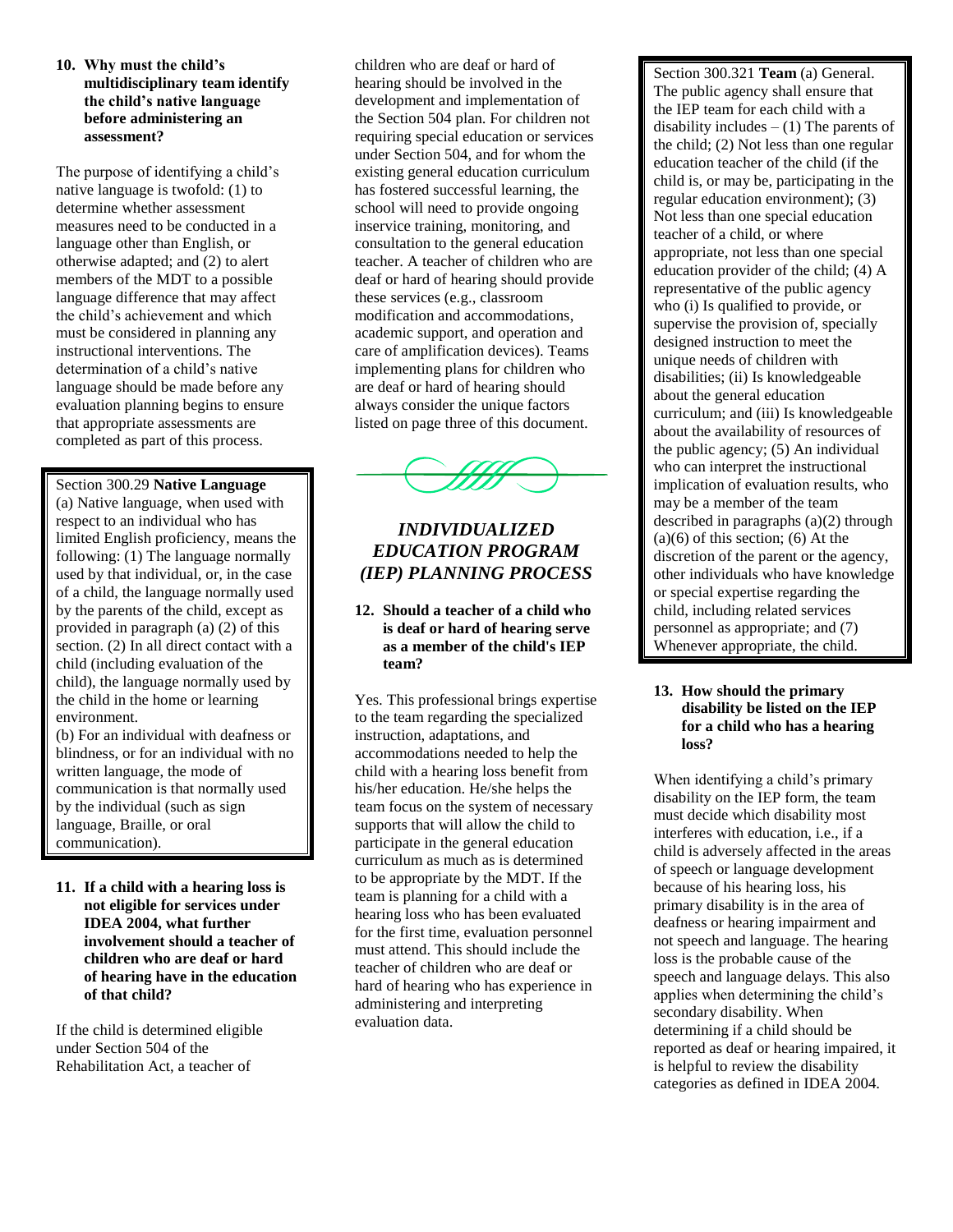**10. Why must the child's multidisciplinary team identify the child's native language before administering an assessment?**

The purpose of identifying a child's native language is twofold: (1) to determine whether assessment measures need to be conducted in a language other than English, or otherwise adapted; and (2) to alert members of the MDT to a possible language difference that may affect the child's achievement and which must be considered in planning any instructional interventions. The determination of a child's native language should be made before any evaluation planning begins to ensure that appropriate assessments are completed as part of this process.

> Section 300.29 **Native Language**
> (a) Native language, when used with respect to an individual who has limited English proficiency, means the following: (1) The language normally used by that individual, or, in the case of a child, the language normally used by the parents of the child, except as provided in paragraph (a) (2) of this section. (2) In all direct contact with a child (including evaluation of the child), the language normally used by the child in the home or learning environment.
> (b) For an individual with deafness or blindness, or for an individual with no written language, the mode of communication is that normally used by the individual (such as sign language, Braille, or oral communication).

**11. If a child with a hearing loss is not eligible for services under IDEA 2004, what further involvement should a teacher of children who are deaf or hard of hearing have in the education of that child?**

If the child is determined eligible under Section 504 of the Rehabilitation Act, a teacher of children who are deaf or hard of hearing should be involved in the development and implementation of the Section 504 plan. For children not requiring special education or services under Section 504, and for whom the existing general education curriculum has fostered successful learning, the school will need to provide ongoing inservice training, monitoring, and consultation to the general education teacher. A teacher of children who are deaf or hard of hearing should provide these services (e.g., classroom modification and accommodations, academic support, and operation and care of amplification devices). Teams implementing plans for children who are deaf or hard of hearing should always consider the unique factors listed on page three of this document.

## *INDIVIDUALIZED EDUCATION PROGRAM (IEP) PLANNING PROCESS*

**12. Should a teacher of a child who is deaf or hard of hearing serve as a member of the child's IEP team?**

Yes. This professional brings expertise to the team regarding the specialized instruction, adaptations, and accommodations needed to help the child with a hearing loss benefit from his/her education. He/she helps the team focus on the system of necessary supports that will allow the child to participate in the general education curriculum as much as is determined to be appropriate by the MDT. If the team is planning for a child with a hearing loss who has been evaluated for the first time, evaluation personnel must attend. This should include the teacher of children who are deaf or hard of hearing who has experience in administering and interpreting evaluation data.

> Section 300.321 **Team** (a) General. The public agency shall ensure that the IEP team for each child with a disability includes – (1) The parents of the child; (2) Not less than one regular education teacher of the child (if the child is, or may be, participating in the regular education environment); (3) Not less than one special education teacher of a child, or where appropriate, not less than one special education provider of the child; (4) A representative of the public agency who (i) Is qualified to provide, or supervise the provision of, specially designed instruction to meet the unique needs of children with disabilities; (ii) Is knowledgeable about the general education curriculum; and (iii) Is knowledgeable about the availability of resources of the public agency; (5) An individual who can interpret the instructional implication of evaluation results, who may be a member of the team described in paragraphs (a)(2) through (a)(6) of this section; (6) At the discretion of the parent or the agency, other individuals who have knowledge or special expertise regarding the child, including related services personnel as appropriate; and (7) Whenever appropriate, the child.

**13. How should the primary disability be listed on the IEP for a child who has a hearing loss?**

When identifying a child's primary disability on the IEP form, the team must decide which disability most interferes with education, i.e., if a child is adversely affected in the areas of speech or language development because of his hearing loss, his primary disability is in the area of deafness or hearing impairment and not speech and language. The hearing loss is the probable cause of the speech and language delays. This also applies when determining the child's secondary disability. When determining if a child should be reported as deaf or hearing impaired, it is helpful to review the disability categories as defined in IDEA 2004.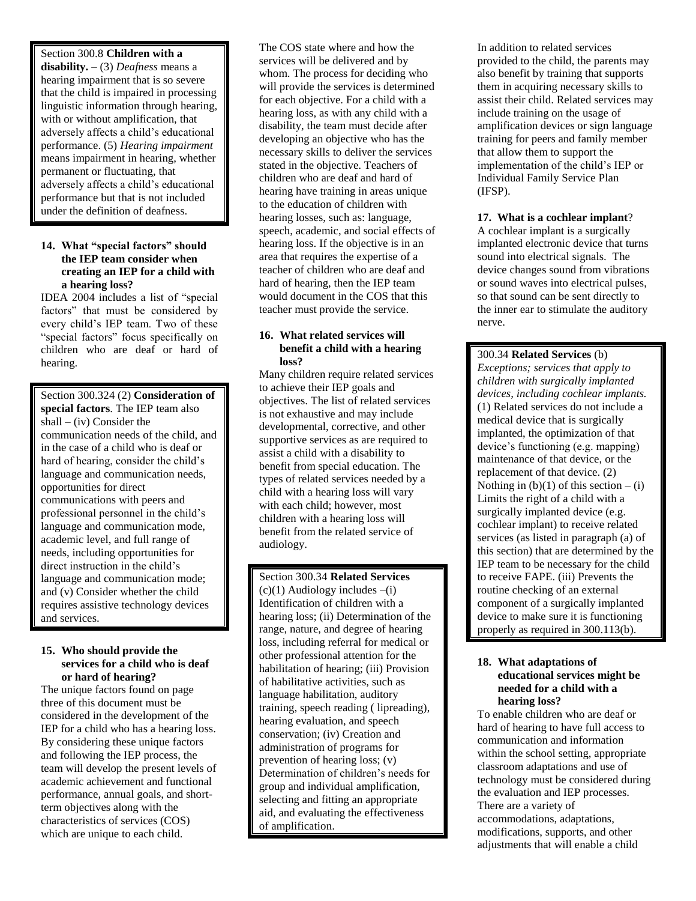Section 300.8 **Children with a disability.** – (3) *Deafness* means a hearing impairment that is so severe that the child is impaired in processing linguistic information through hearing, with or without amplification, that adversely affects a child's educational performance. (5) *Hearing impairment* means impairment in hearing, whether permanent or fluctuating, that adversely affects a child's educational performance but that is not included under the definition of deafness.

**14. What "special factors" should the IEP team consider when creating an IEP for a child with a hearing loss?**

IDEA 2004 includes a list of "special factors" that must be considered by every child's IEP team. Two of these "special factors" focus specifically on children who are deaf or hard of hearing.

Section 300.324 (2) **Consideration of special factors**. The IEP team also shall – (iv) Consider the communication needs of the child, and in the case of a child who is deaf or hard of hearing, consider the child's language and communication needs, opportunities for direct communications with peers and professional personnel in the child's language and communication mode, academic level, and full range of needs, including opportunities for direct instruction in the child's language and communication mode; and (v) Consider whether the child requires assistive technology devices and services.

**15. Who should provide the services for a child who is deaf or hard of hearing?**

The unique factors found on page three of this document must be considered in the development of the IEP for a child who has a hearing loss. By considering these unique factors and following the IEP process, the team will develop the present levels of academic achievement and functional performance, annual goals, and short-term objectives along with the characteristics of services (COS) which are unique to each child.

The COS state where and how the services will be delivered and by whom. The process for deciding who will provide the services is determined for each objective. For a child with a hearing loss, as with any child with a disability, the team must decide after developing an objective who has the necessary skills to deliver the services stated in the objective. Teachers of children who are deaf and hard of hearing have training in areas unique to the education of children with hearing losses, such as: language, speech, academic, and social effects of hearing loss. If the objective is in an area that requires the expertise of a teacher of children who are deaf and hard of hearing, then the IEP team would document in the COS that this teacher must provide the service.

**16. What related services will benefit a child with a hearing loss?**

Many children require related services to achieve their IEP goals and objectives. The list of related services is not exhaustive and may include developmental, corrective, and other supportive services as are required to assist a child with a disability to benefit from special education. The types of related services needed by a child with a hearing loss will vary with each child; however, most children with a hearing loss will benefit from the related service of audiology.

Section 300.34 **Related Services** (c)(1) Audiology includes –(i) Identification of children with a hearing loss; (ii) Determination of the range, nature, and degree of hearing loss, including referral for medical or other professional attention for the habilitation of hearing; (iii) Provision of habilitative activities, such as language habilitation, auditory training, speech reading ( lipreading), hearing evaluation, and speech conservation; (iv) Creation and administration of programs for prevention of hearing loss; (v) Determination of children's needs for group and individual amplification, selecting and fitting an appropriate aid, and evaluating the effectiveness of amplification.

In addition to related services provided to the child, the parents may also benefit by training that supports them in acquiring necessary skills to assist their child. Related services may include training on the usage of amplification devices or sign language training for peers and family member that allow them to support the implementation of the child's IEP or Individual Family Service Plan (IFSP).

**17. What is a cochlear implant**?

A cochlear implant is a surgically implanted electronic device that turns sound into electrical signals. The device changes sound from vibrations or sound waves into electrical pulses, so that sound can be sent directly to the inner ear to stimulate the auditory nerve.

300.34 **Related Services** (b) *Exceptions; services that apply to children with surgically implanted devices, including cochlear implants.* (1) Related services do not include a medical device that is surgically implanted, the optimization of that device's functioning (e.g. mapping) maintenance of that device, or the replacement of that device. (2) Nothing in (b)(1) of this section – (i) Limits the right of a child with a surgically implanted device (e.g. cochlear implant) to receive related services (as listed in paragraph (a) of this section) that are determined by the IEP team to be necessary for the child to receive FAPE. (iii) Prevents the routine checking of an external component of a surgically implanted device to make sure it is functioning properly as required in 300.113(b).

**18. What adaptations of educational services might be needed for a child with a hearing loss?**

To enable children who are deaf or hard of hearing to have full access to communication and information within the school setting, appropriate classroom adaptations and use of technology must be considered during the evaluation and IEP processes. There are a variety of accommodations, adaptations, modifications, supports, and other adjustments that will enable a child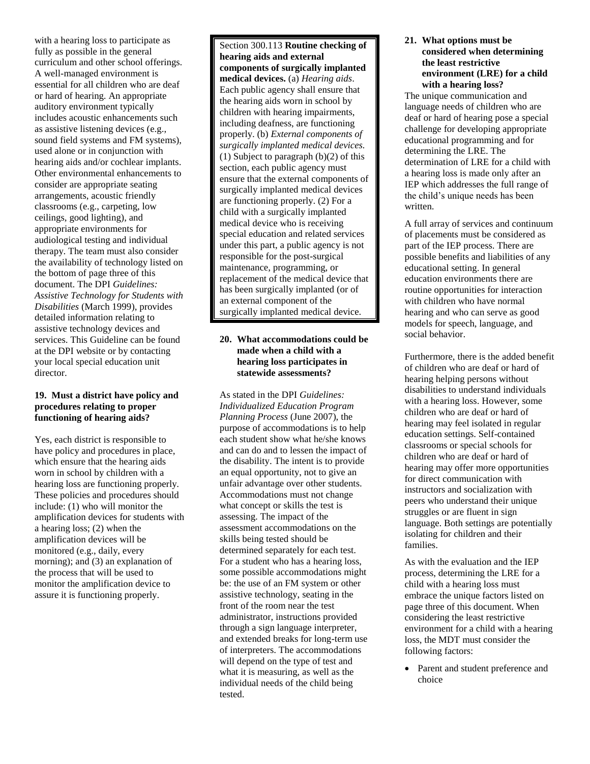with a hearing loss to participate as fully as possible in the general curriculum and other school offerings. A well-managed environment is essential for all children who are deaf or hard of hearing. An appropriate auditory environment typically includes acoustic enhancements such as assistive listening devices (e.g., sound field systems and FM systems), used alone or in conjunction with hearing aids and/or cochlear implants. Other environmental enhancements to consider are appropriate seating arrangements, acoustic friendly classrooms (e.g., carpeting, low ceilings, good lighting), and appropriate environments for audiological testing and individual therapy. The team must also consider the availability of technology listed on the bottom of page three of this document. The DPI *Guidelines: Assistive Technology for Students with Disabilities* (March 1999), provides detailed information relating to assistive technology devices and services. This Guideline can be found at the DPI website or by contacting your local special education unit director.

### 19. Must a district have policy and procedures relating to proper functioning of hearing aids?

Yes, each district is responsible to have policy and procedures in place, which ensure that the hearing aids worn in school by children with a hearing loss are functioning properly. These policies and procedures should include: (1) who will monitor the amplification devices for students with a hearing loss; (2) when the amplification devices will be monitored (e.g., daily, every morning); and (3) an explanation of the process that will be used to monitor the amplification device to assure it is functioning properly.

> Section 300.113 **Routine checking of hearing aids and external components of surgically implanted medical devices.** (a) *Hearing aids*. Each public agency shall ensure that the hearing aids worn in school by children with hearing impairments, including deafness, are functioning properly. (b) *External components of surgically implanted medical devices.* (1) Subject to paragraph (b)(2) of this section, each public agency must ensure that the external components of surgically implanted medical devices are functioning properly. (2) For a child with a surgically implanted medical device who is receiving special education and related services under this part, a public agency is not responsible for the post-surgical maintenance, programming, or replacement of the medical device that has been surgically implanted (or of an external component of the surgically implanted medical device.

### 20. What accommodations could be made when a child with a hearing loss participates in statewide assessments?

As stated in the DPI *Guidelines: Individualized Education Program Planning Process* (June 2007), the purpose of accommodations is to help each student show what he/she knows and can do and to lessen the impact of the disability. The intent is to provide an equal opportunity, not to give an unfair advantage over other students. Accommodations must not change what concept or skills the test is assessing. The impact of the assessment accommodations on the skills being tested should be determined separately for each test. For a student who has a hearing loss, some possible accommodations might be: the use of an FM system or other assistive technology, seating in the front of the room near the test administrator, instructions provided through a sign language interpreter, and extended breaks for long-term use of interpreters. The accommodations will depend on the type of test and what it is measuring, as well as the individual needs of the child being tested.

### 21. What options must be considered when determining the least restrictive environment (LRE) for a child with a hearing loss?

The unique communication and language needs of children who are deaf or hard of hearing pose a special challenge for developing appropriate educational programming and for determining the LRE. The determination of LRE for a child with a hearing loss is made only after an IEP which addresses the full range of the child's unique needs has been written.

A full array of services and continuum of placements must be considered as part of the IEP process. There are possible benefits and liabilities of any educational setting. In general education environments there are routine opportunities for interaction with children who have normal hearing and who can serve as good models for speech, language, and social behavior.

Furthermore, there is the added benefit of children who are deaf or hard of hearing helping persons without disabilities to understand individuals with a hearing loss. However, some children who are deaf or hard of hearing may feel isolated in regular education settings. Self-contained classrooms or special schools for children who are deaf or hard of hearing may offer more opportunities for direct communication with instructors and socialization with peers who understand their unique struggles or are fluent in sign language. Both settings are potentially isolating for children and their families.

As with the evaluation and the IEP process, determining the LRE for a child with a hearing loss must embrace the unique factors listed on page three of this document. When considering the least restrictive environment for a child with a hearing loss, the MDT must consider the following factors:

- Parent and student preference and choice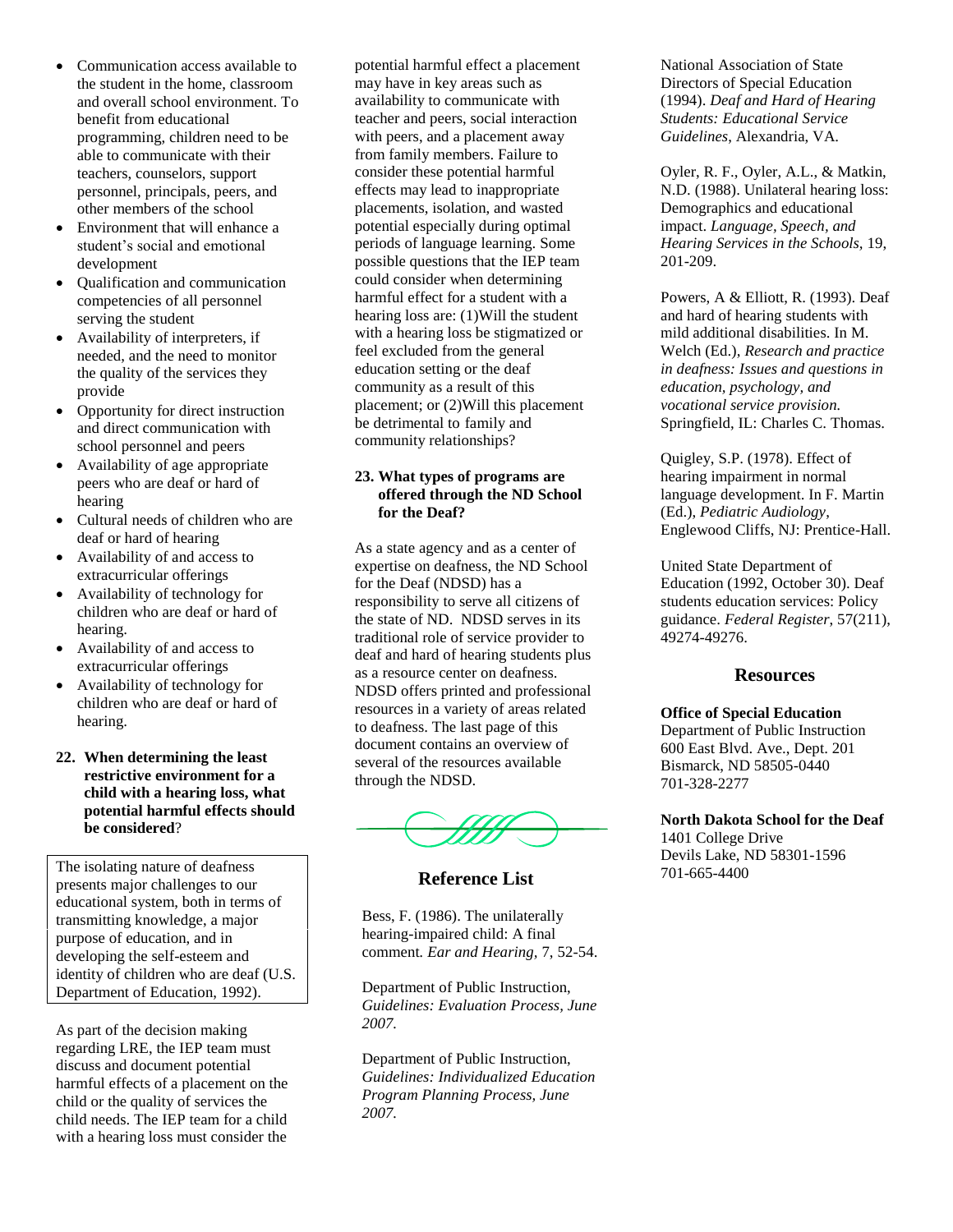- Communication access available to the student in the home, classroom and overall school environment. To benefit from educational programming, children need to be able to communicate with their teachers, counselors, support personnel, principals, peers, and other members of the school
- Environment that will enhance a student's social and emotional development
- Qualification and communication competencies of all personnel serving the student
- Availability of interpreters, if needed, and the need to monitor the quality of the services they provide
- Opportunity for direct instruction and direct communication with school personnel and peers
- Availability of age appropriate peers who are deaf or hard of hearing
- Cultural needs of children who are deaf or hard of hearing
- Availability of and access to extracurricular offerings
- Availability of technology for children who are deaf or hard of hearing.
- Availability of and access to extracurricular offerings
- Availability of technology for children who are deaf or hard of hearing.

**22. When determining the least restrictive environment for a child with a hearing loss, what potential harmful effects should be considered**?

> The isolating nature of deafness presents major challenges to our educational system, both in terms of transmitting knowledge, a major purpose of education, and in developing the self-esteem and identity of children who are deaf (U.S. Department of Education, 1992).

As part of the decision making regarding LRE, the IEP team must discuss and document potential harmful effects of a placement on the child or the quality of services the child needs. The IEP team for a child with a hearing loss must consider the potential harmful effect a placement may have in key areas such as availability to communicate with teacher and peers, social interaction with peers, and a placement away from family members. Failure to consider these potential harmful effects may lead to inappropriate placements, isolation, and wasted potential especially during optimal periods of language learning. Some possible questions that the IEP team could consider when determining harmful effect for a student with a hearing loss are: (1)Will the student with a hearing loss be stigmatized or feel excluded from the general education setting or the deaf community as a result of this placement; or (2)Will this placement be detrimental to family and community relationships?

**23. What types of programs are offered through the ND School for the Deaf?**

As a state agency and as a center of expertise on deafness, the ND School for the Deaf (NDSD) has a responsibility to serve all citizens of the state of ND. NDSD serves in its traditional role of service provider to deaf and hard of hearing students plus as a resource center on deafness. NDSD offers printed and professional resources in a variety of areas related to deafness. The last page of this document contains an overview of several of the resources available through the NDSD.

## Reference List

Bess, F. (1986). The unilaterally hearing-impaired child: A final comment. *Ear and Hearing,* 7, 52-54.

Department of Public Instruction, *Guidelines: Evaluation Process, June 2007.*

Department of Public Instruction, *Guidelines: Individualized Education Program Planning Process, June 2007.*

National Association of State Directors of Special Education (1994). *Deaf and Hard of Hearing Students: Educational Service Guidelines*, Alexandria, VA.

Oyler, R. F., Oyler, A.L., & Matkin, N.D. (1988). Unilateral hearing loss: Demographics and educational impact. *Language, Speech, and Hearing Services in the Schools,* 19, 201-209.

Powers, A & Elliott, R. (1993). Deaf and hard of hearing students with mild additional disabilities. In M. Welch (Ed.), *Research and practice in deafness: Issues and questions in education, psychology, and vocational service provision.* Springfield, IL: Charles C. Thomas.

Quigley, S.P. (1978). Effect of hearing impairment in normal language development. In F. Martin (Ed.), *Pediatric Audiology*, Englewood Cliffs, NJ: Prentice-Hall.

United State Department of Education (1992, October 30). Deaf students education services: Policy guidance. *Federal Register*, 57(211), 49274-49276.

## Resources

**Office of Special Education**
Department of Public Instruction
600 East Blvd. Ave., Dept. 201
Bismarck, ND 58505-0440
701-328-2277

**North Dakota School for the Deaf**
1401 College Drive
Devils Lake, ND 58301-1596
701-665-4400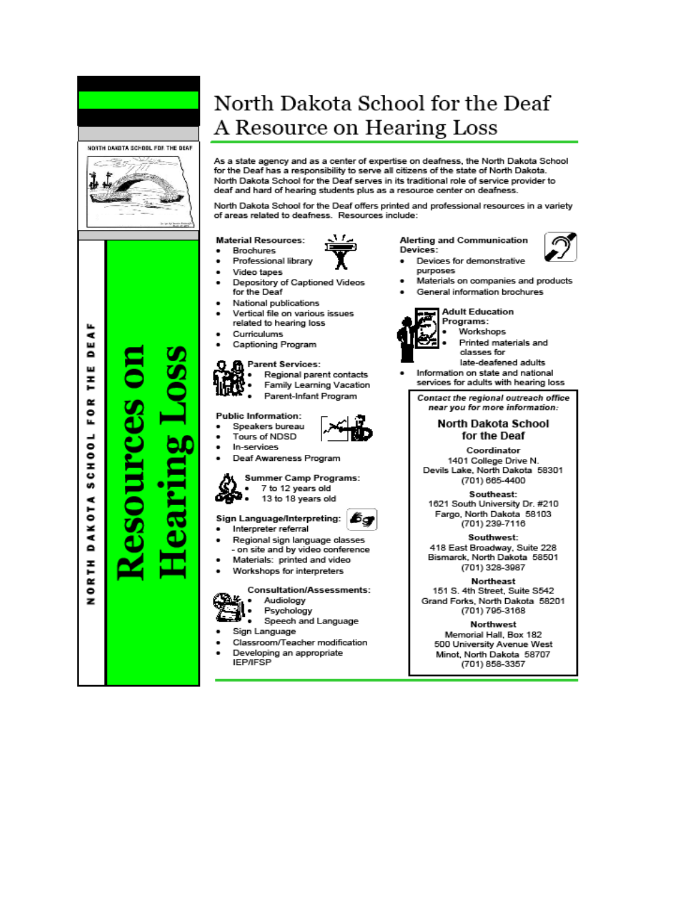NORTH DAKOTA SCHOOL FOR THE DEAF

# Resources on Hearing Loss

# North Dakota School for the Deaf
# A Resource on Hearing Loss

As a state agency and as a center of expertise on deafness, the North Dakota School for the Deaf has a responsibility to serve all citizens of the state of North Dakota. North Dakota School for the Deaf serves in its traditional role of service provider to deaf and hard of hearing students plus as a resource center on deafness.

North Dakota School for the Deaf offers printed and professional resources in a variety of areas related to deafness. Resources include:

**Material Resources:**
- Brochures
- Professional library
- Video tapes
- Depository of Captioned Videos for the Deaf
- National publications
- Vertical file on various issues related to hearing loss
- Curriculums
- Captioning Program

**Parent Services:**
- Regional parent contacts
- Family Learning Vacation
- Parent-Infant Program

**Public Information:**
- Speakers bureau
- Tours of NDSD
- In-services
- Deaf Awareness Program

**Summer Camp Programs:**
- 7 to 12 years old
- 13 to 18 years old

**Sign Language/Interpreting:**
- Interpreter referral
- Regional sign language classes - on site and by video conference
- Materials: printed and video
- Workshops for interpreters

**Consultation/Assessments:**
- Audiology
- Psychology
- Speech and Language
- Sign Language
- Classroom/Teacher modification
- Developing an appropriate IEP/IFSP

**Alerting and Communication Devices:**
- Devices for demonstrative purposes
- Materials on companies and products
- General information brochures

**Adult Education Programs:**
- Workshops
- Printed materials and classes for late-deafened adults
- Information on state and national services for adults with hearing loss

*Contact the regional outreach office near you for more information:*

**North Dakota School for the Deaf**

**Coordinator**
1401 College Drive N.
Devils Lake, North Dakota 58301
(701) 665-4400

**Southeast:**
1621 South University Dr. #210
Fargo, North Dakota 58103
(701) 239-7116

**Southwest:**
418 East Broadway, Suite 228
Bismarck, North Dakota 58501
(701) 328-3987

**Northeast**
151 S. 4th Street, Suite S542
Grand Forks, North Dakota 58201
(701) 795-3168

**Northwest**
Memorial Hall, Box 182
500 University Avenue West
Minot, North Dakota 58707
(701) 858-3357